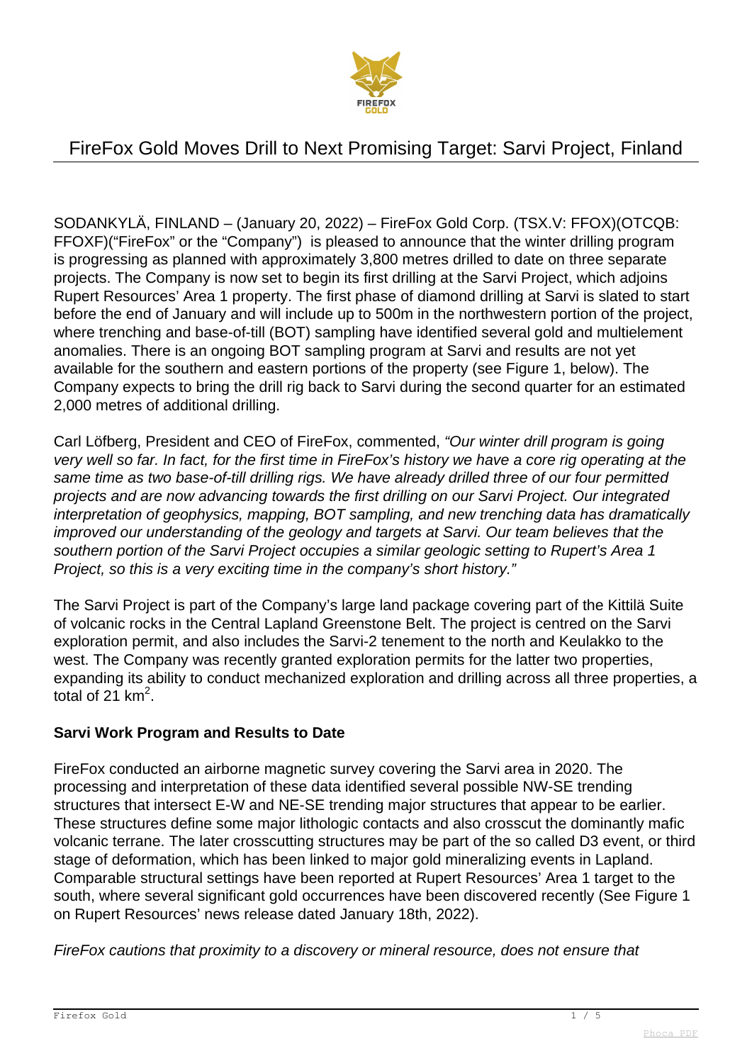# FireFox Gold Moves Drill to Next Promising Target: Sarvi Project, Finland

SODANKYLÄ, FINLAND – (January 20, 2022) – FireFox Gold Corp. (TSX.V: FFOX)(OTCQB: FFOXF)("FireFox" or the "Company") is pleased to announce that the winter drilling program is progressing as planned with approximately 3,800 metres drilled to date on three separate projects. The Company is now set to begin its first drilling at the Sarvi Project, which adjoins Rupert Resources' Area 1 property. The first phase of diamond drilling at Sarvi is slated to start before the end of January and will include up to 500m in the northwestern portion of the project, where trenching and base-of-till (BOT) sampling have identified several gold and multielement anomalies. There is an ongoing BOT sampling program at Sarvi and results are not yet available for the southern and eastern portions of the property (see Figure 1, below). The Company expects to bring the drill rig back to Sarvi during the second quarter for an estimated 2,000 metres of additional drilling.

Carl Löfberg, President and CEO of FireFox, commented, *"Our winter drill program is going very well so far. In fact, for the first time in FireFox's history we have a core rig operating at the same time as two base-of-till drilling rigs. We have already drilled three of our four permitted projects and are now advancing towards the first drilling on our Sarvi Project. Our integrated interpretation of geophysics, mapping, BOT sampling, and new trenching data has dramatically improved our understanding of the geology and targets at Sarvi. Our team believes that the southern portion of the Sarvi Project occupies a similar geologic setting to Rupert's Area 1 Project, so this is a very exciting time in the company's short history."*

The Sarvi Project is part of the Company's large land package covering part of the Kittilä Suite of volcanic rocks in the Central Lapland Greenstone Belt. The project is centred on the Sarvi exploration permit, and also includes the Sarvi-2 tenement to the north and Keulakko to the west. The Company was recently granted exploration permits for the latter two properties, expanding its ability to conduct mechanized exploration and drilling across all three properties, a total of 21 km$^2$.

**Sarvi Work Program and Results to Date**

FireFox conducted an airborne magnetic survey covering the Sarvi area in 2020. The processing and interpretation of these data identified several possible NW-SE trending structures that intersect E-W and NE-SE trending major structures that appear to be earlier. These structures define some major lithologic contacts and also crosscut the dominantly mafic volcanic terrane. The later crosscutting structures may be part of the so called D3 event, or third stage of deformation, which has been linked to major gold mineralizing events in Lapland. Comparable structural settings have been reported at Rupert Resources' Area 1 target to the south, where several significant gold occurrences have been discovered recently (See Figure 1 on Rupert Resources' news release dated January 18th, 2022).

*FireFox cautions that proximity to a discovery or mineral resource, does not ensure that*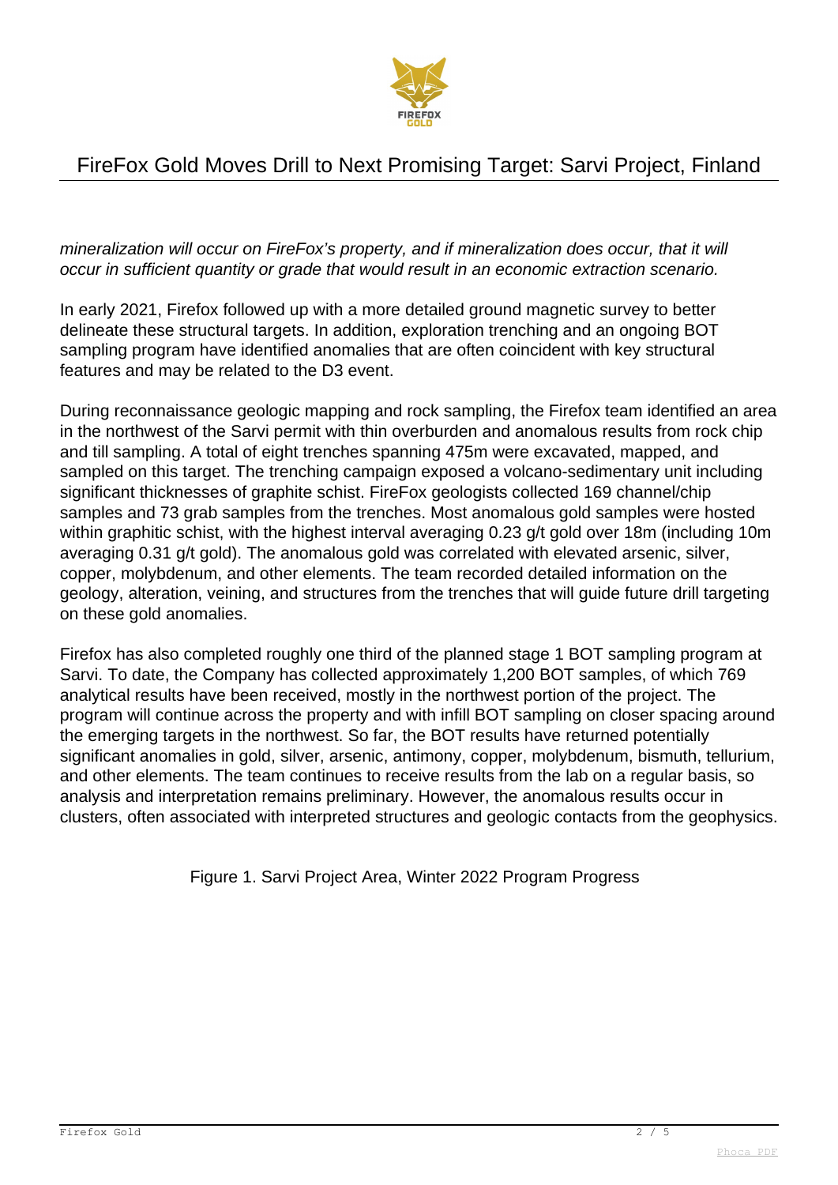*mineralization will occur on FireFox's property, and if mineralization does occur, that it will occur in sufficient quantity or grade that would result in an economic extraction scenario.*

In early 2021, Firefox followed up with a more detailed ground magnetic survey to better delineate these structural targets. In addition, exploration trenching and an ongoing BOT sampling program have identified anomalies that are often coincident with key structural features and may be related to the D3 event.

During reconnaissance geologic mapping and rock sampling, the Firefox team identified an area in the northwest of the Sarvi permit with thin overburden and anomalous results from rock chip and till sampling. A total of eight trenches spanning 475m were excavated, mapped, and sampled on this target. The trenching campaign exposed a volcano-sedimentary unit including significant thicknesses of graphite schist. FireFox geologists collected 169 channel/chip samples and 73 grab samples from the trenches. Most anomalous gold samples were hosted within graphitic schist, with the highest interval averaging 0.23 g/t gold over 18m (including 10m averaging 0.31 g/t gold). The anomalous gold was correlated with elevated arsenic, silver, copper, molybdenum, and other elements. The team recorded detailed information on the geology, alteration, veining, and structures from the trenches that will guide future drill targeting on these gold anomalies.

Firefox has also completed roughly one third of the planned stage 1 BOT sampling program at Sarvi. To date, the Company has collected approximately 1,200 BOT samples, of which 769 analytical results have been received, mostly in the northwest portion of the project. The program will continue across the property and with infill BOT sampling on closer spacing around the emerging targets in the northwest. So far, the BOT results have returned potentially significant anomalies in gold, silver, arsenic, antimony, copper, molybdenum, bismuth, tellurium, and other elements. The team continues to receive results from the lab on a regular basis, so analysis and interpretation remains preliminary. However, the anomalous results occur in clusters, often associated with interpreted structures and geologic contacts from the geophysics.

Figure 1. Sarvi Project Area, Winter 2022 Program Progress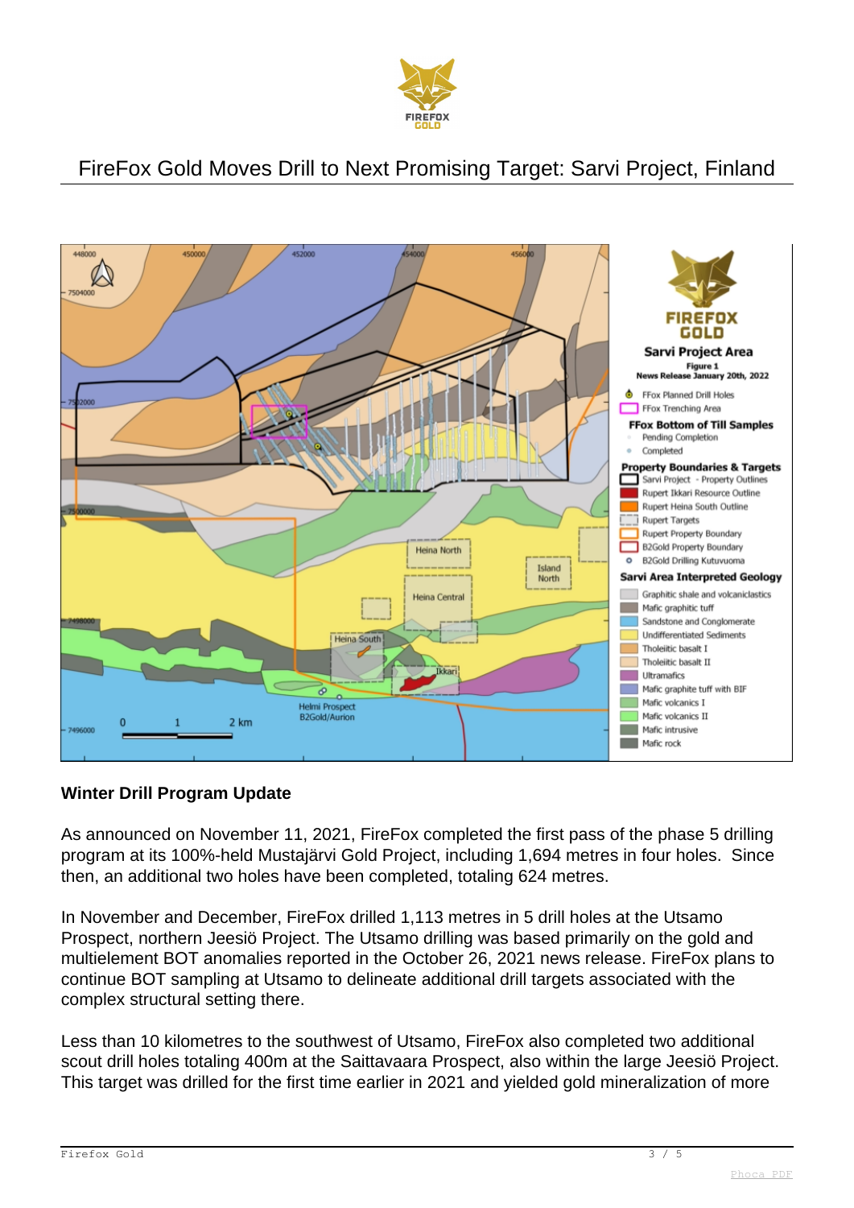# FireFox Gold Moves Drill to Next Promising Target: Sarvi Project, Finland

**Winter Drill Program Update**

As announced on November 11, 2021, FireFox completed the first pass of the phase 5 drilling program at its 100%-held Mustajärvi Gold Project, including 1,694 metres in four holes. Since then, an additional two holes have been completed, totaling 624 metres.

In November and December, FireFox drilled 1,113 metres in 5 drill holes at the Utsamo Prospect, northern Jeesiö Project. The Utsamo drilling was based primarily on the gold and multielement BOT anomalies reported in the October 26, 2021 news release. FireFox plans to continue BOT sampling at Utsamo to delineate additional drill targets associated with the complex structural setting there.

Less than 10 kilometres to the southwest of Utsamo, FireFox also completed two additional scout drill holes totaling 400m at the Saittavaara Prospect, also within the large Jeesiö Project. This target was drilled for the first time earlier in 2021 and yielded gold mineralization of more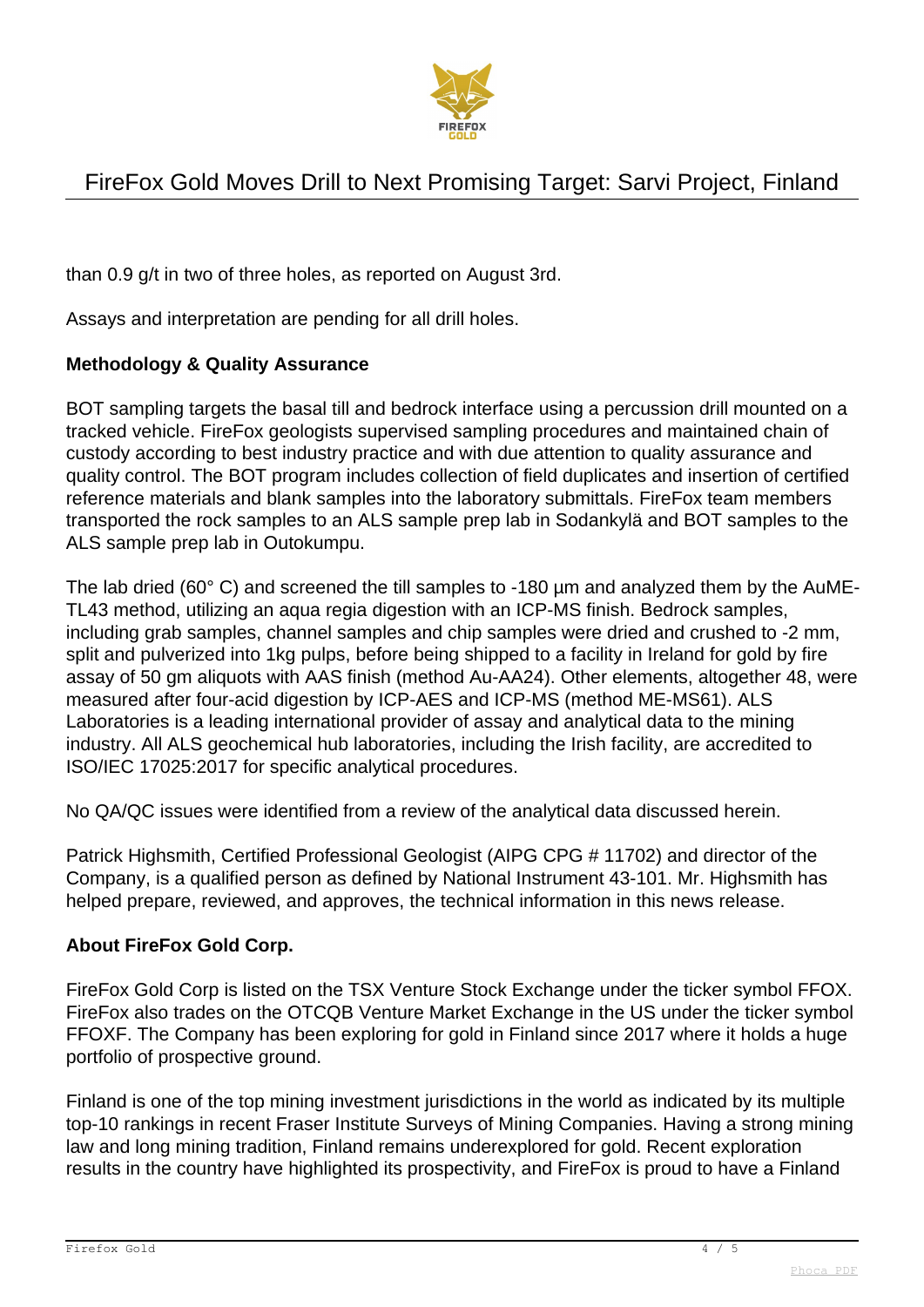than 0.9 g/t in two of three holes, as reported on August 3rd.

Assays and interpretation are pending for all drill holes.

**Methodology & Quality Assurance**

BOT sampling targets the basal till and bedrock interface using a percussion drill mounted on a tracked vehicle. FireFox geologists supervised sampling procedures and maintained chain of custody according to best industry practice and with due attention to quality assurance and quality control. The BOT program includes collection of field duplicates and insertion of certified reference materials and blank samples into the laboratory submittals. FireFox team members transported the rock samples to an ALS sample prep lab in Sodankylä and BOT samples to the ALS sample prep lab in Outokumpu.

The lab dried (60° C) and screened the till samples to -180 µm and analyzed them by the AuME-TL43 method, utilizing an aqua regia digestion with an ICP-MS finish. Bedrock samples, including grab samples, channel samples and chip samples were dried and crushed to -2 mm, split and pulverized into 1kg pulps, before being shipped to a facility in Ireland for gold by fire assay of 50 gm aliquots with AAS finish (method Au-AA24). Other elements, altogether 48, were measured after four-acid digestion by ICP-AES and ICP-MS (method ME-MS61). ALS Laboratories is a leading international provider of assay and analytical data to the mining industry. All ALS geochemical hub laboratories, including the Irish facility, are accredited to ISO/IEC 17025:2017 for specific analytical procedures.

No QA/QC issues were identified from a review of the analytical data discussed herein.

Patrick Highsmith, Certified Professional Geologist (AIPG CPG # 11702) and director of the Company, is a qualified person as defined by National Instrument 43-101. Mr. Highsmith has helped prepare, reviewed, and approves, the technical information in this news release.

**About FireFox Gold Corp.**

FireFox Gold Corp is listed on the TSX Venture Stock Exchange under the ticker symbol FFOX. FireFox also trades on the OTCQB Venture Market Exchange in the US under the ticker symbol FFOXF. The Company has been exploring for gold in Finland since 2017 where it holds a huge portfolio of prospective ground.

Finland is one of the top mining investment jurisdictions in the world as indicated by its multiple top-10 rankings in recent Fraser Institute Surveys of Mining Companies. Having a strong mining law and long mining tradition, Finland remains underexplored for gold. Recent exploration results in the country have highlighted its prospectivity, and FireFox is proud to have a Finland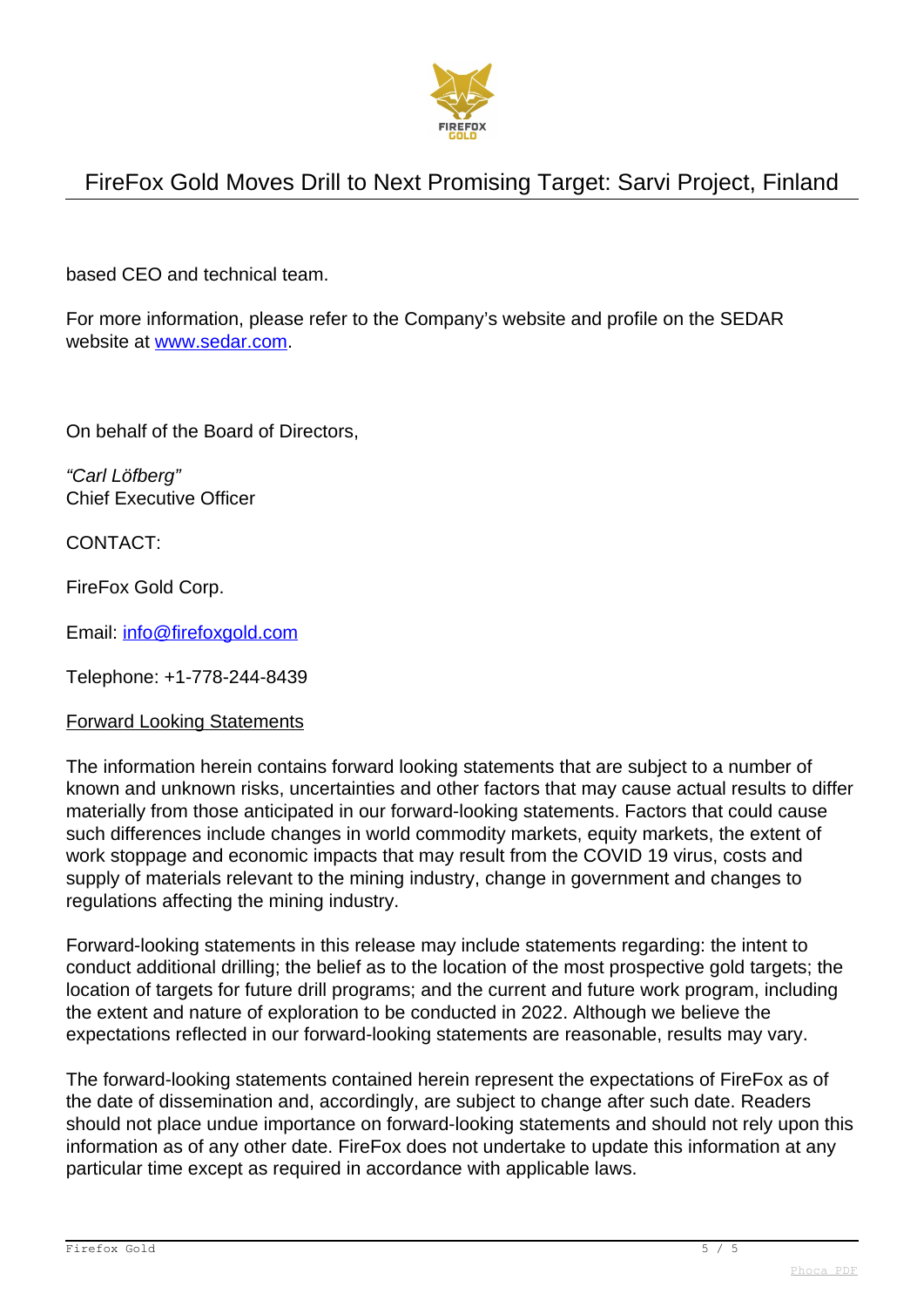based CEO and technical team.

For more information, please refer to the Company's website and profile on the SEDAR website at [www.sedar.com](http://www.sedar.com).

On behalf of the Board of Directors,

*"Carl Löfberg"*
Chief Executive Officer

CONTACT:

FireFox Gold Corp.

Email: [info@firefoxgold.com](mailto:info@firefoxgold.com)

Telephone: +1-778-244-8439

Forward Looking Statements

The information herein contains forward looking statements that are subject to a number of known and unknown risks, uncertainties and other factors that may cause actual results to differ materially from those anticipated in our forward-looking statements. Factors that could cause such differences include changes in world commodity markets, equity markets, the extent of work stoppage and economic impacts that may result from the COVID 19 virus, costs and supply of materials relevant to the mining industry, change in government and changes to regulations affecting the mining industry.

Forward-looking statements in this release may include statements regarding: the intent to conduct additional drilling; the belief as to the location of the most prospective gold targets; the location of targets for future drill programs; and the current and future work program, including the extent and nature of exploration to be conducted in 2022. Although we believe the expectations reflected in our forward-looking statements are reasonable, results may vary.

The forward-looking statements contained herein represent the expectations of FireFox as of the date of dissemination and, accordingly, are subject to change after such date. Readers should not place undue importance on forward-looking statements and should not rely upon this information as of any other date. FireFox does not undertake to update this information at any particular time except as required in accordance with applicable laws.